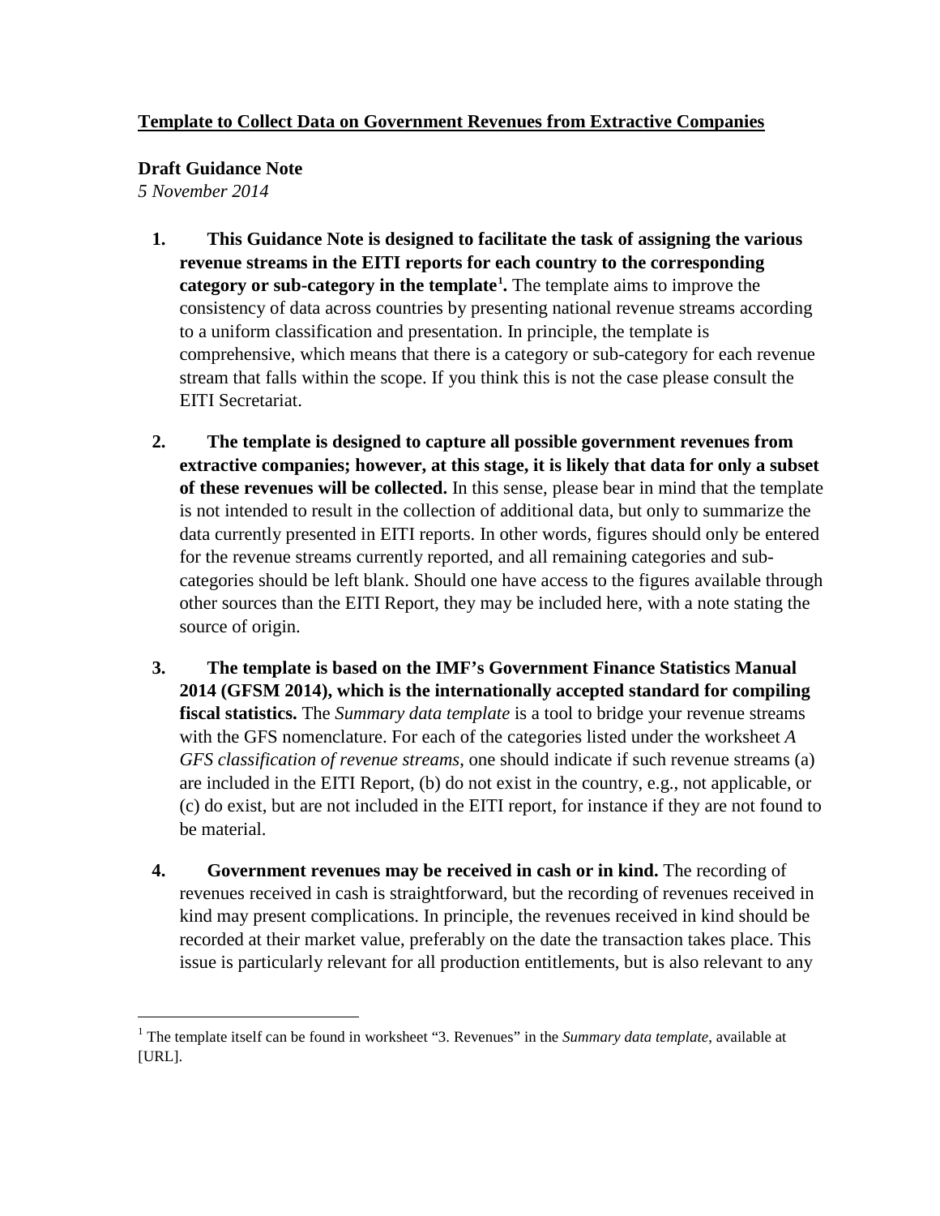**<u>Template to Collect Data on Government Revenues from Extractive Companies</u>**

**Draft Guidance Note**
*5 November 2014*

1. **This Guidance Note is designed to facilitate the task of assigning the various revenue streams in the EITI reports for each country to the corresponding category or sub-category in the template[1].** The template aims to improve the consistency of data across countries by presenting national revenue streams according to a uniform classification and presentation. In principle, the template is comprehensive, which means that there is a category or sub-category for each revenue stream that falls within the scope. If you think this is not the case please consult the EITI Secretariat.

2. **The template is designed to capture all possible government revenues from extractive companies; however, at this stage, it is likely that data for only a subset of these revenues will be collected.** In this sense, please bear in mind that the template is not intended to result in the collection of additional data, but only to summarize the data currently presented in EITI reports. In other words, figures should only be entered for the revenue streams currently reported, and all remaining categories and sub-categories should be left blank. Should one have access to the figures available through other sources than the EITI Report, they may be included here, with a note stating the source of origin.

3. **The template is based on the IMF's Government Finance Statistics Manual 2014 (GFSM 2014), which is the internationally accepted standard for compiling fiscal statistics.** The *Summary data template* is a tool to bridge your revenue streams with the GFS nomenclature. For each of the categories listed under the worksheet *A GFS classification of revenue streams*, one should indicate if such revenue streams (a) are included in the EITI Report, (b) do not exist in the country, e.g., not applicable, or (c) do exist, but are not included in the EITI report, for instance if they are not found to be material.

4. **Government revenues may be received in cash or in kind.** The recording of revenues received in cash is straightforward, but the recording of revenues received in kind may present complications. In principle, the revenues received in kind should be recorded at their market value, preferably on the date the transaction takes place. This issue is particularly relevant for all production entitlements, but is also relevant to any

[1] The template itself can be found in worksheet "3. Revenues" in the *Summary data template*, available at [URL].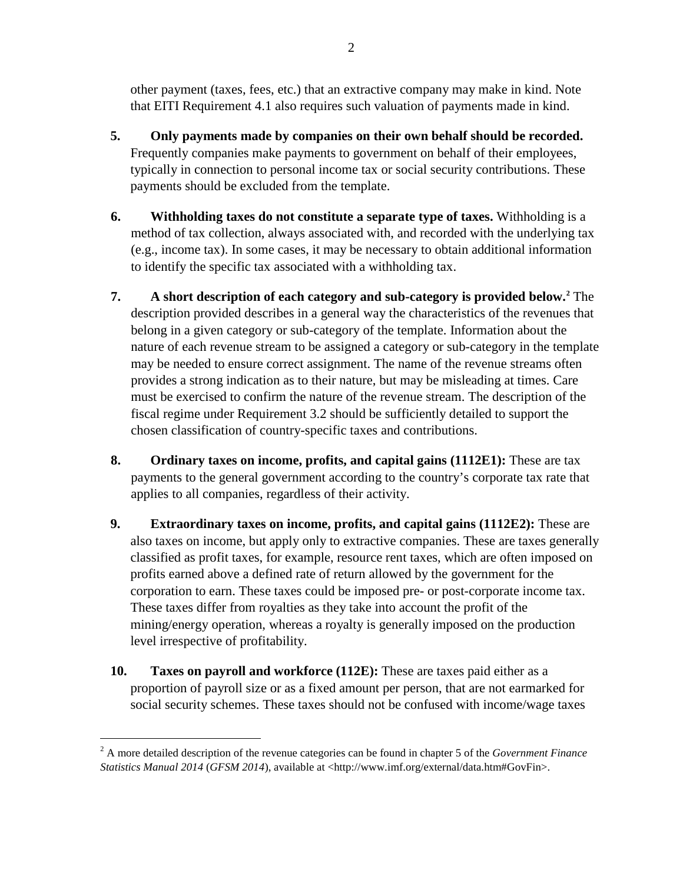other payment (taxes, fees, etc.) that an extractive company may make in kind. Note that EITI Requirement 4.1 also requires such valuation of payments made in kind.

5. **Only payments made by companies on their own behalf should be recorded.** Frequently companies make payments to government on behalf of their employees, typically in connection to personal income tax or social security contributions. These payments should be excluded from the template.

6. **Withholding taxes do not constitute a separate type of taxes.** Withholding is a method of tax collection, always associated with, and recorded with the underlying tax (e.g., income tax). In some cases, it may be necessary to obtain additional information to identify the specific tax associated with a withholding tax.

7. **A short description of each category and sub-category is provided below.**[2] The description provided describes in a general way the characteristics of the revenues that belong in a given category or sub-category of the template. Information about the nature of each revenue stream to be assigned a category or sub-category in the template may be needed to ensure correct assignment. The name of the revenue streams often provides a strong indication as to their nature, but may be misleading at times. Care must be exercised to confirm the nature of the revenue stream. The description of the fiscal regime under Requirement 3.2 should be sufficiently detailed to support the chosen classification of country-specific taxes and contributions.

8. **Ordinary taxes on income, profits, and capital gains (1112E1):** These are tax payments to the general government according to the country's corporate tax rate that applies to all companies, regardless of their activity.

9. **Extraordinary taxes on income, profits, and capital gains (1112E2):** These are also taxes on income, but apply only to extractive companies. These are taxes generally classified as profit taxes, for example, resource rent taxes, which are often imposed on profits earned above a defined rate of return allowed by the government for the corporation to earn. These taxes could be imposed pre- or post-corporate income tax. These taxes differ from royalties as they take into account the profit of the mining/energy operation, whereas a royalty is generally imposed on the production level irrespective of profitability.

10. **Taxes on payroll and workforce (112E):** These are taxes paid either as a proportion of payroll size or as a fixed amount per person, that are not earmarked for social security schemes. These taxes should not be confused with income/wage taxes

---

[2] A more detailed description of the revenue categories can be found in chapter 5 of the *Government Finance Statistics Manual 2014* (*GFSM 2014*), available at <http://www.imf.org/external/data.htm#GovFin>.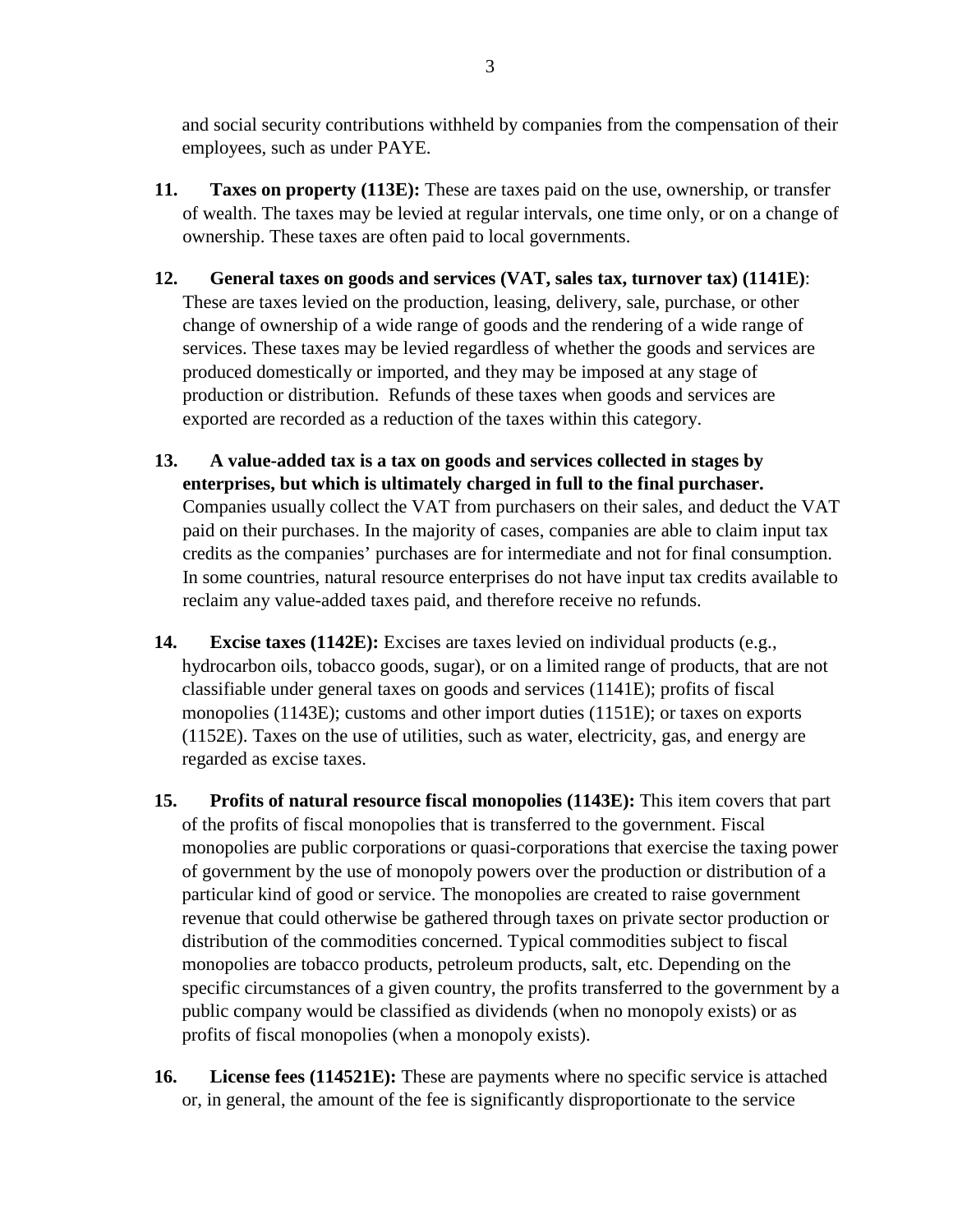and social security contributions withheld by companies from the compensation of their employees, such as under PAYE.

**11. Taxes on property (113E):** These are taxes paid on the use, ownership, or transfer of wealth. The taxes may be levied at regular intervals, one time only, or on a change of ownership. These taxes are often paid to local governments.

**12. General taxes on goods and services (VAT, sales tax, turnover tax) (1141E)**: These are taxes levied on the production, leasing, delivery, sale, purchase, or other change of ownership of a wide range of goods and the rendering of a wide range of services. These taxes may be levied regardless of whether the goods and services are produced domestically or imported, and they may be imposed at any stage of production or distribution. Refunds of these taxes when goods and services are exported are recorded as a reduction of the taxes within this category.

**13. A value-added tax is a tax on goods and services collected in stages by enterprises, but which is ultimately charged in full to the final purchaser.** Companies usually collect the VAT from purchasers on their sales, and deduct the VAT paid on their purchases. In the majority of cases, companies are able to claim input tax credits as the companies' purchases are for intermediate and not for final consumption. In some countries, natural resource enterprises do not have input tax credits available to reclaim any value-added taxes paid, and therefore receive no refunds.

**14. Excise taxes (1142E):** Excises are taxes levied on individual products (e.g., hydrocarbon oils, tobacco goods, sugar), or on a limited range of products, that are not classifiable under general taxes on goods and services (1141E); profits of fiscal monopolies (1143E); customs and other import duties (1151E); or taxes on exports (1152E). Taxes on the use of utilities, such as water, electricity, gas, and energy are regarded as excise taxes.

**15. Profits of natural resource fiscal monopolies (1143E):** This item covers that part of the profits of fiscal monopolies that is transferred to the government. Fiscal monopolies are public corporations or quasi-corporations that exercise the taxing power of government by the use of monopoly powers over the production or distribution of a particular kind of good or service. The monopolies are created to raise government revenue that could otherwise be gathered through taxes on private sector production or distribution of the commodities concerned. Typical commodities subject to fiscal monopolies are tobacco products, petroleum products, salt, etc. Depending on the specific circumstances of a given country, the profits transferred to the government by a public company would be classified as dividends (when no monopoly exists) or as profits of fiscal monopolies (when a monopoly exists).

**16. License fees (114521E):** These are payments where no specific service is attached or, in general, the amount of the fee is significantly disproportionate to the service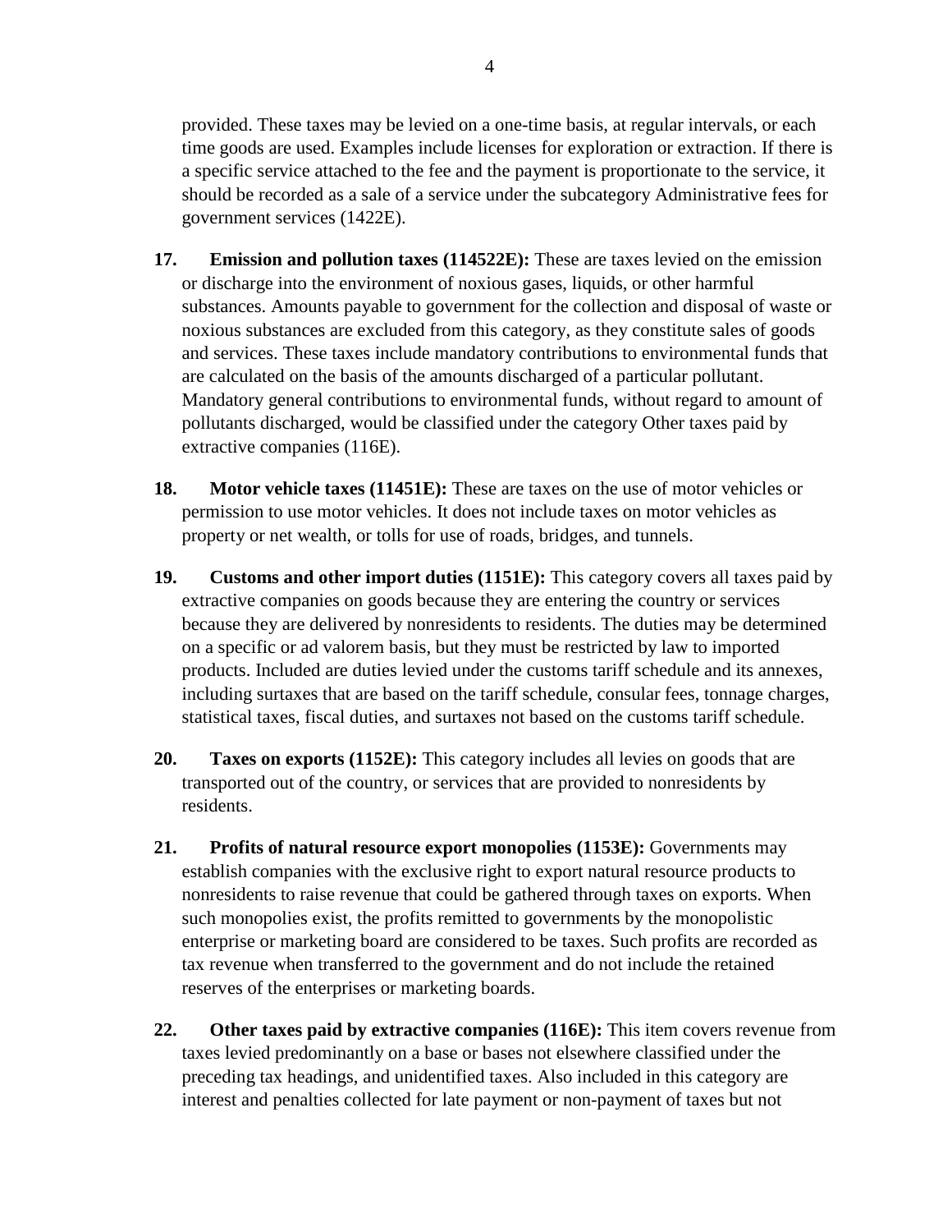provided. These taxes may be levied on a one-time basis, at regular intervals, or each time goods are used. Examples include licenses for exploration or extraction. If there is a specific service attached to the fee and the payment is proportionate to the service, it should be recorded as a sale of a service under the subcategory Administrative fees for government services (1422E).

**17. Emission and pollution taxes (114522E):** These are taxes levied on the emission or discharge into the environment of noxious gases, liquids, or other harmful substances. Amounts payable to government for the collection and disposal of waste or noxious substances are excluded from this category, as they constitute sales of goods and services. These taxes include mandatory contributions to environmental funds that are calculated on the basis of the amounts discharged of a particular pollutant. Mandatory general contributions to environmental funds, without regard to amount of pollutants discharged, would be classified under the category Other taxes paid by extractive companies (116E).

**18. Motor vehicle taxes (11451E):** These are taxes on the use of motor vehicles or permission to use motor vehicles. It does not include taxes on motor vehicles as property or net wealth, or tolls for use of roads, bridges, and tunnels.

**19. Customs and other import duties (1151E):** This category covers all taxes paid by extractive companies on goods because they are entering the country or services because they are delivered by nonresidents to residents. The duties may be determined on a specific or ad valorem basis, but they must be restricted by law to imported products. Included are duties levied under the customs tariff schedule and its annexes, including surtaxes that are based on the tariff schedule, consular fees, tonnage charges, statistical taxes, fiscal duties, and surtaxes not based on the customs tariff schedule.

**20. Taxes on exports (1152E):** This category includes all levies on goods that are transported out of the country, or services that are provided to nonresidents by residents.

**21. Profits of natural resource export monopolies (1153E):** Governments may establish companies with the exclusive right to export natural resource products to nonresidents to raise revenue that could be gathered through taxes on exports. When such monopolies exist, the profits remitted to governments by the monopolistic enterprise or marketing board are considered to be taxes. Such profits are recorded as tax revenue when transferred to the government and do not include the retained reserves of the enterprises or marketing boards.

**22. Other taxes paid by extractive companies (116E):** This item covers revenue from taxes levied predominantly on a base or bases not elsewhere classified under the preceding tax headings, and unidentified taxes. Also included in this category are interest and penalties collected for late payment or non-payment of taxes but not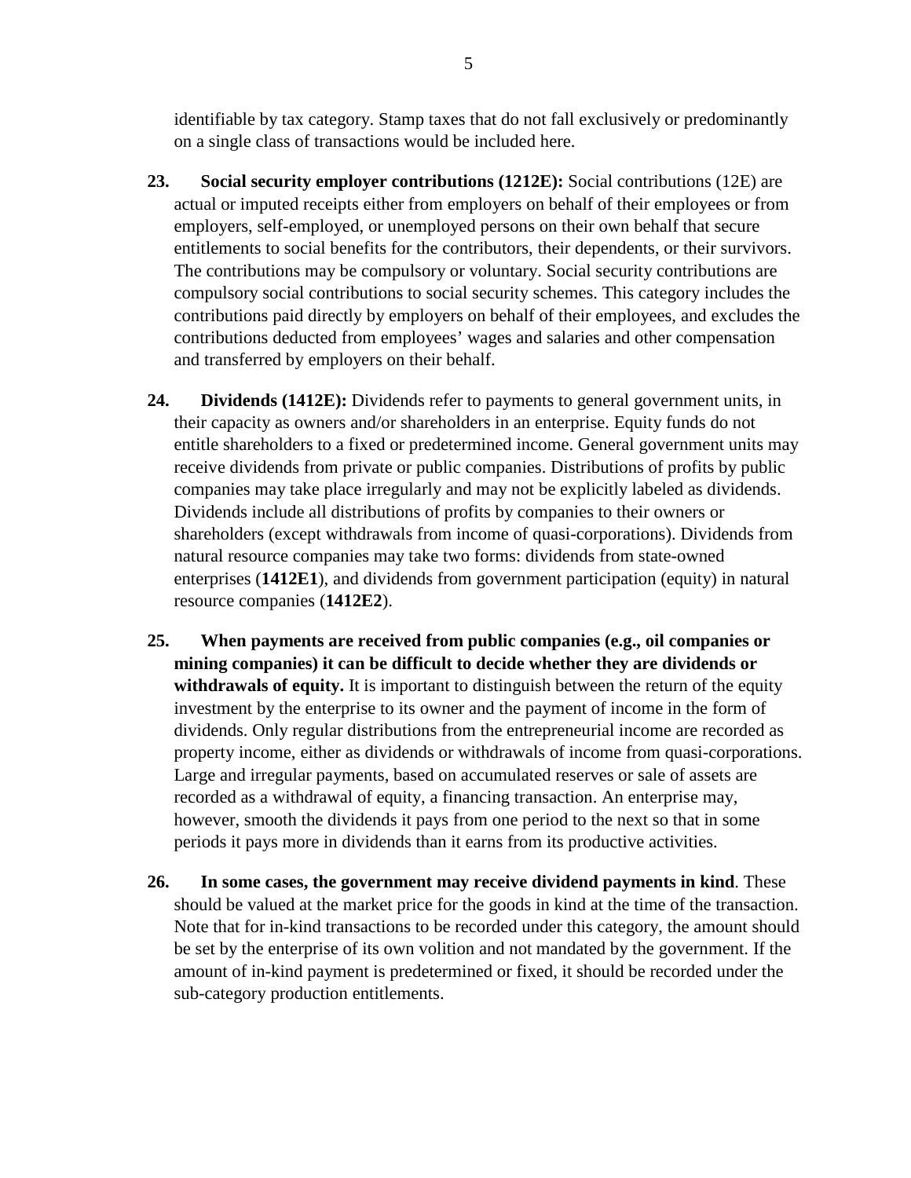identifiable by tax category. Stamp taxes that do not fall exclusively or predominantly on a single class of transactions would be included here.

23. **Social security employer contributions (1212E):** Social contributions (12E) are actual or imputed receipts either from employers on behalf of their employees or from employers, self-employed, or unemployed persons on their own behalf that secure entitlements to social benefits for the contributors, their dependents, or their survivors. The contributions may be compulsory or voluntary. Social security contributions are compulsory social contributions to social security schemes. This category includes the contributions paid directly by employers on behalf of their employees, and excludes the contributions deducted from employees' wages and salaries and other compensation and transferred by employers on their behalf.

24. **Dividends (1412E):** Dividends refer to payments to general government units, in their capacity as owners and/or shareholders in an enterprise. Equity funds do not entitle shareholders to a fixed or predetermined income. General government units may receive dividends from private or public companies. Distributions of profits by public companies may take place irregularly and may not be explicitly labeled as dividends. Dividends include all distributions of profits by companies to their owners or shareholders (except withdrawals from income of quasi-corporations). Dividends from natural resource companies may take two forms: dividends from state-owned enterprises (**1412E1**), and dividends from government participation (equity) in natural resource companies (**1412E2**).

25. **When payments are received from public companies (e.g., oil companies or mining companies) it can be difficult to decide whether they are dividends or withdrawals of equity.** It is important to distinguish between the return of the equity investment by the enterprise to its owner and the payment of income in the form of dividends. Only regular distributions from the entrepreneurial income are recorded as property income, either as dividends or withdrawals of income from quasi-corporations. Large and irregular payments, based on accumulated reserves or sale of assets are recorded as a withdrawal of equity, a financing transaction. An enterprise may, however, smooth the dividends it pays from one period to the next so that in some periods it pays more in dividends than it earns from its productive activities.

26. **In some cases, the government may receive dividend payments in kind**. These should be valued at the market price for the goods in kind at the time of the transaction. Note that for in-kind transactions to be recorded under this category, the amount should be set by the enterprise of its own volition and not mandated by the government. If the amount of in-kind payment is predetermined or fixed, it should be recorded under the sub-category production entitlements.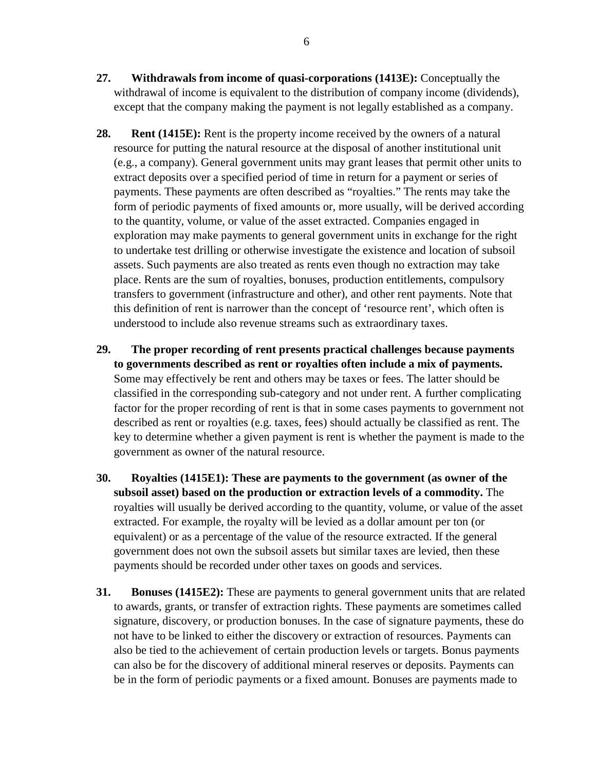**27. Withdrawals from income of quasi-corporations (1413E):** Conceptually the withdrawal of income is equivalent to the distribution of company income (dividends), except that the company making the payment is not legally established as a company.

**28. Rent (1415E):** Rent is the property income received by the owners of a natural resource for putting the natural resource at the disposal of another institutional unit (e.g., a company). General government units may grant leases that permit other units to extract deposits over a specified period of time in return for a payment or series of payments. These payments are often described as "royalties." The rents may take the form of periodic payments of fixed amounts or, more usually, will be derived according to the quantity, volume, or value of the asset extracted. Companies engaged in exploration may make payments to general government units in exchange for the right to undertake test drilling or otherwise investigate the existence and location of subsoil assets. Such payments are also treated as rents even though no extraction may take place. Rents are the sum of royalties, bonuses, production entitlements, compulsory transfers to government (infrastructure and other), and other rent payments. Note that this definition of rent is narrower than the concept of 'resource rent', which often is understood to include also revenue streams such as extraordinary taxes.

**29. The proper recording of rent presents practical challenges because payments to governments described as rent or royalties often include a mix of payments.** Some may effectively be rent and others may be taxes or fees. The latter should be classified in the corresponding sub-category and not under rent. A further complicating factor for the proper recording of rent is that in some cases payments to government not described as rent or royalties (e.g. taxes, fees) should actually be classified as rent. The key to determine whether a given payment is rent is whether the payment is made to the government as owner of the natural resource.

**30. Royalties (1415E1): These are payments to the government (as owner of the subsoil asset) based on the production or extraction levels of a commodity.** The royalties will usually be derived according to the quantity, volume, or value of the asset extracted. For example, the royalty will be levied as a dollar amount per ton (or equivalent) or as a percentage of the value of the resource extracted. If the general government does not own the subsoil assets but similar taxes are levied, then these payments should be recorded under other taxes on goods and services.

**31. Bonuses (1415E2):** These are payments to general government units that are related to awards, grants, or transfer of extraction rights. These payments are sometimes called signature, discovery, or production bonuses. In the case of signature payments, these do not have to be linked to either the discovery or extraction of resources. Payments can also be tied to the achievement of certain production levels or targets. Bonus payments can also be for the discovery of additional mineral reserves or deposits. Payments can be in the form of periodic payments or a fixed amount. Bonuses are payments made to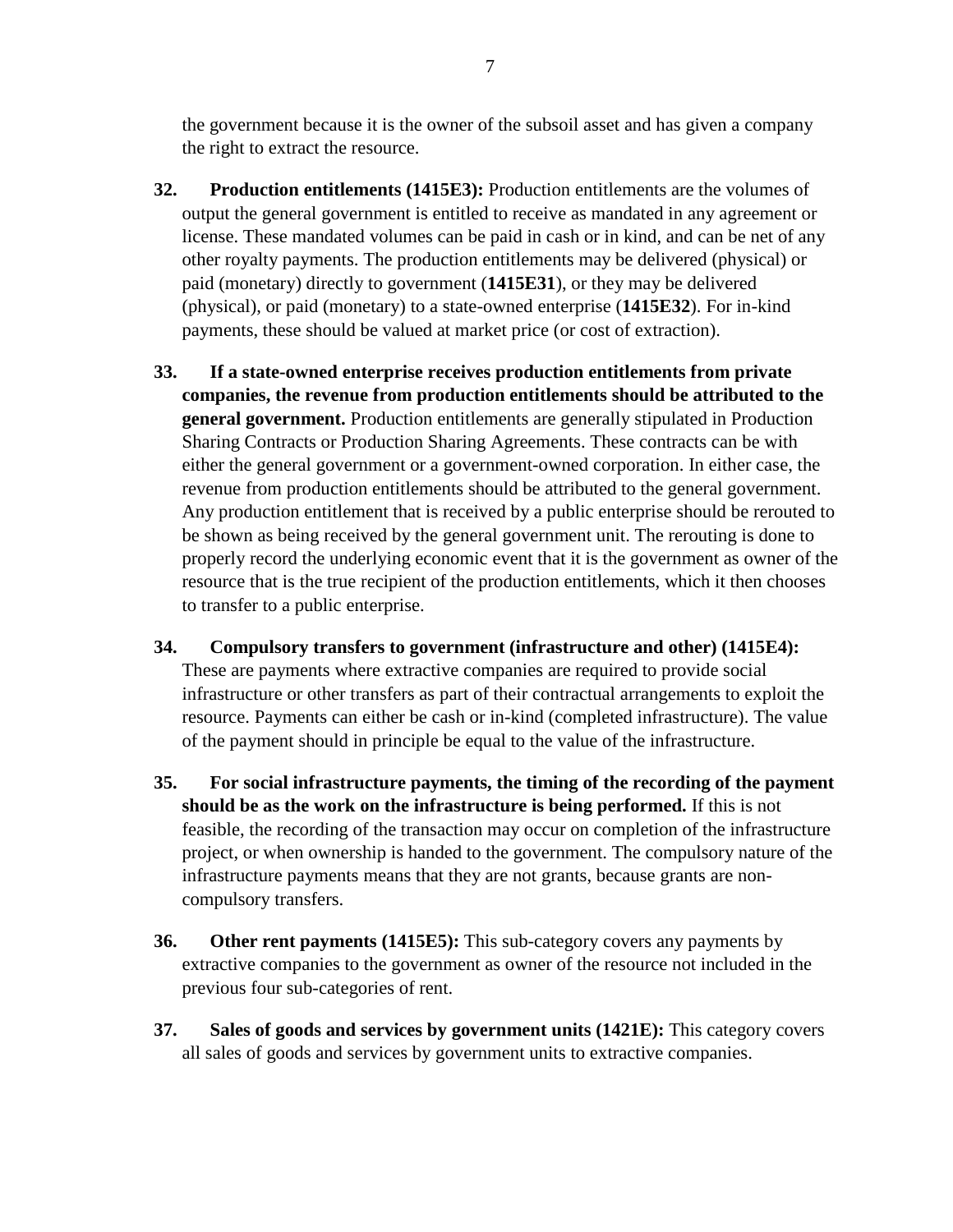the government because it is the owner of the subsoil asset and has given a company the right to extract the resource.

**32. Production entitlements (1415E3):** Production entitlements are the volumes of output the general government is entitled to receive as mandated in any agreement or license. These mandated volumes can be paid in cash or in kind, and can be net of any other royalty payments. The production entitlements may be delivered (physical) or paid (monetary) directly to government (**1415E31**), or they may be delivered (physical), or paid (monetary) to a state-owned enterprise (**1415E32**). For in-kind payments, these should be valued at market price (or cost of extraction).

**33. If a state-owned enterprise receives production entitlements from private companies, the revenue from production entitlements should be attributed to the general government.** Production entitlements are generally stipulated in Production Sharing Contracts or Production Sharing Agreements. These contracts can be with either the general government or a government-owned corporation. In either case, the revenue from production entitlements should be attributed to the general government. Any production entitlement that is received by a public enterprise should be rerouted to be shown as being received by the general government unit. The rerouting is done to properly record the underlying economic event that it is the government as owner of the resource that is the true recipient of the production entitlements, which it then chooses to transfer to a public enterprise.

**34. Compulsory transfers to government (infrastructure and other) (1415E4):** These are payments where extractive companies are required to provide social infrastructure or other transfers as part of their contractual arrangements to exploit the resource. Payments can either be cash or in-kind (completed infrastructure). The value of the payment should in principle be equal to the value of the infrastructure.

**35. For social infrastructure payments, the timing of the recording of the payment should be as the work on the infrastructure is being performed.** If this is not feasible, the recording of the transaction may occur on completion of the infrastructure project, or when ownership is handed to the government. The compulsory nature of the infrastructure payments means that they are not grants, because grants are non-compulsory transfers.

**36. Other rent payments (1415E5):** This sub-category covers any payments by extractive companies to the government as owner of the resource not included in the previous four sub-categories of rent.

**37. Sales of goods and services by government units (1421E):** This category covers all sales of goods and services by government units to extractive companies.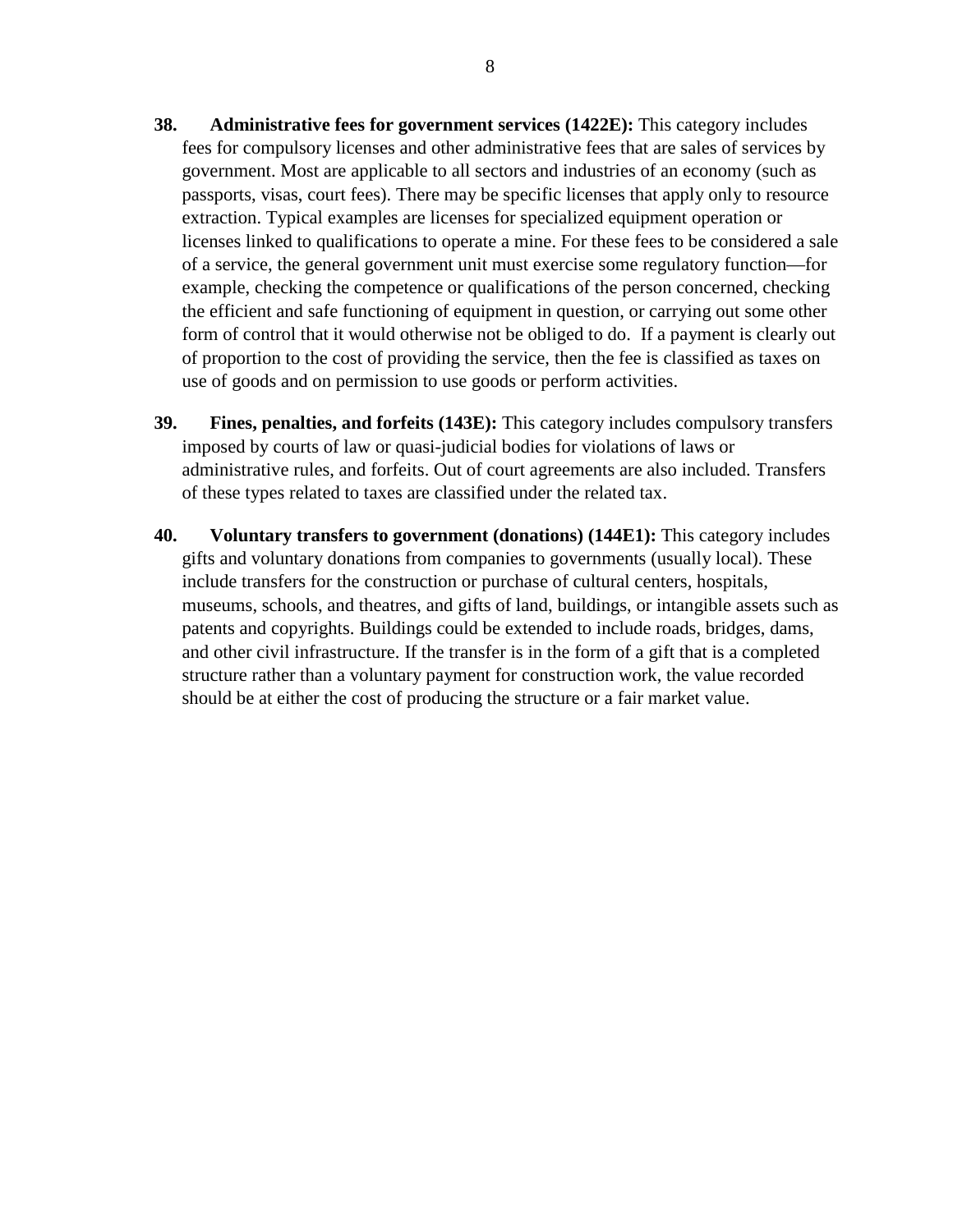**38. Administrative fees for government services (1422E):** This category includes fees for compulsory licenses and other administrative fees that are sales of services by government. Most are applicable to all sectors and industries of an economy (such as passports, visas, court fees). There may be specific licenses that apply only to resource extraction. Typical examples are licenses for specialized equipment operation or licenses linked to qualifications to operate a mine. For these fees to be considered a sale of a service, the general government unit must exercise some regulatory function—for example, checking the competence or qualifications of the person concerned, checking the efficient and safe functioning of equipment in question, or carrying out some other form of control that it would otherwise not be obliged to do. If a payment is clearly out of proportion to the cost of providing the service, then the fee is classified as taxes on use of goods and on permission to use goods or perform activities.

**39. Fines, penalties, and forfeits (143E):** This category includes compulsory transfers imposed by courts of law or quasi-judicial bodies for violations of laws or administrative rules, and forfeits. Out of court agreements are also included. Transfers of these types related to taxes are classified under the related tax.

**40. Voluntary transfers to government (donations) (144E1):** This category includes gifts and voluntary donations from companies to governments (usually local). These include transfers for the construction or purchase of cultural centers, hospitals, museums, schools, and theatres, and gifts of land, buildings, or intangible assets such as patents and copyrights. Buildings could be extended to include roads, bridges, dams, and other civil infrastructure. If the transfer is in the form of a gift that is a completed structure rather than a voluntary payment for construction work, the value recorded should be at either the cost of producing the structure or a fair market value.